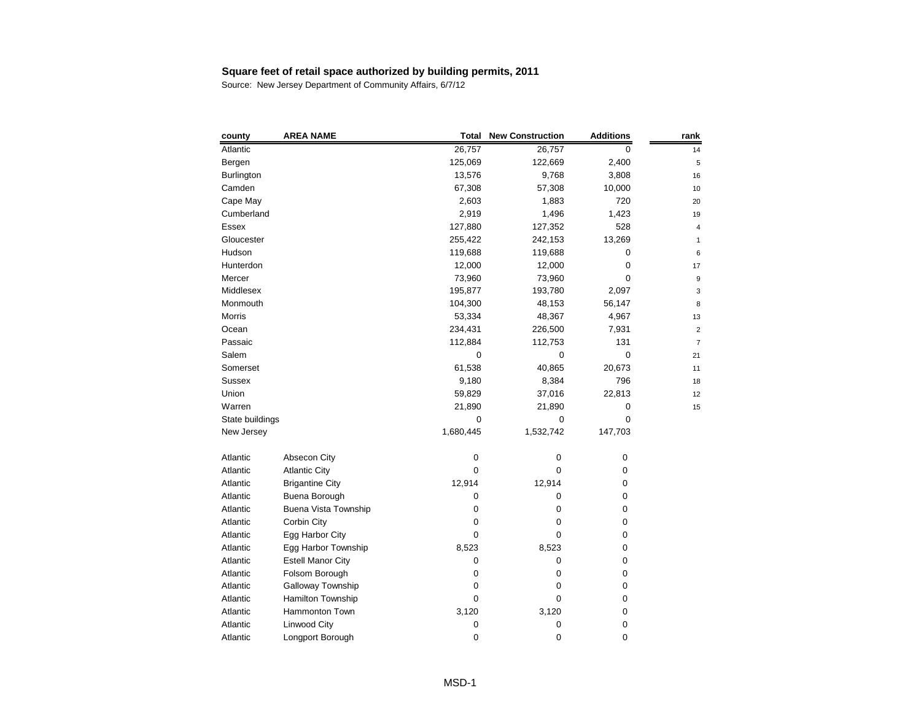**Square feet of retail space authorized by building permits, 2011**

Source: New Jersey Department of Community Affairs, 6/7/12

| county | AREA NAME | Total | New Construction | Additions | rank |
|---|---|---|---|---|---|
| Atlantic | | 26,757 | 26,757 | 0 | 14 |
| Bergen | | 125,069 | 122,669 | 2,400 | 5 |
| Burlington | | 13,576 | 9,768 | 3,808 | 16 |
| Camden | | 67,308 | 57,308 | 10,000 | 10 |
| Cape May | | 2,603 | 1,883 | 720 | 20 |
| Cumberland | | 2,919 | 1,496 | 1,423 | 19 |
| Essex | | 127,880 | 127,352 | 528 | 4 |
| Gloucester | | 255,422 | 242,153 | 13,269 | 1 |
| Hudson | | 119,688 | 119,688 | 0 | 6 |
| Hunterdon | | 12,000 | 12,000 | 0 | 17 |
| Mercer | | 73,960 | 73,960 | 0 | 9 |
| Middlesex | | 195,877 | 193,780 | 2,097 | 3 |
| Monmouth | | 104,300 | 48,153 | 56,147 | 8 |
| Morris | | 53,334 | 48,367 | 4,967 | 13 |
| Ocean | | 234,431 | 226,500 | 7,931 | 2 |
| Passaic | | 112,884 | 112,753 | 131 | 7 |
| Salem | | 0 | 0 | 0 | 21 |
| Somerset | | 61,538 | 40,865 | 20,673 | 11 |
| Sussex | | 9,180 | 8,384 | 796 | 18 |
| Union | | 59,829 | 37,016 | 22,813 | 12 |
| Warren | | 21,890 | 21,890 | 0 | 15 |
| State buildings | | 0 | 0 | 0 | |
| New Jersey | | 1,680,445 | 1,532,742 | 147,703 | |
| | | | | | |
| Atlantic | Absecon City | 0 | 0 | 0 | |
| Atlantic | Atlantic City | 0 | 0 | 0 | |
| Atlantic | Brigantine City | 12,914 | 12,914 | 0 | |
| Atlantic | Buena Borough | 0 | 0 | 0 | |
| Atlantic | Buena Vista Township | 0 | 0 | 0 | |
| Atlantic | Corbin City | 0 | 0 | 0 | |
| Atlantic | Egg Harbor City | 0 | 0 | 0 | |
| Atlantic | Egg Harbor Township | 8,523 | 8,523 | 0 | |
| Atlantic | Estell Manor City | 0 | 0 | 0 | |
| Atlantic | Folsom Borough | 0 | 0 | 0 | |
| Atlantic | Galloway Township | 0 | 0 | 0 | |
| Atlantic | Hamilton Township | 0 | 0 | 0 | |
| Atlantic | Hammonton Town | 3,120 | 3,120 | 0 | |
| Atlantic | Linwood City | 0 | 0 | 0 | |
| Atlantic | Longport Borough | 0 | 0 | 0 | |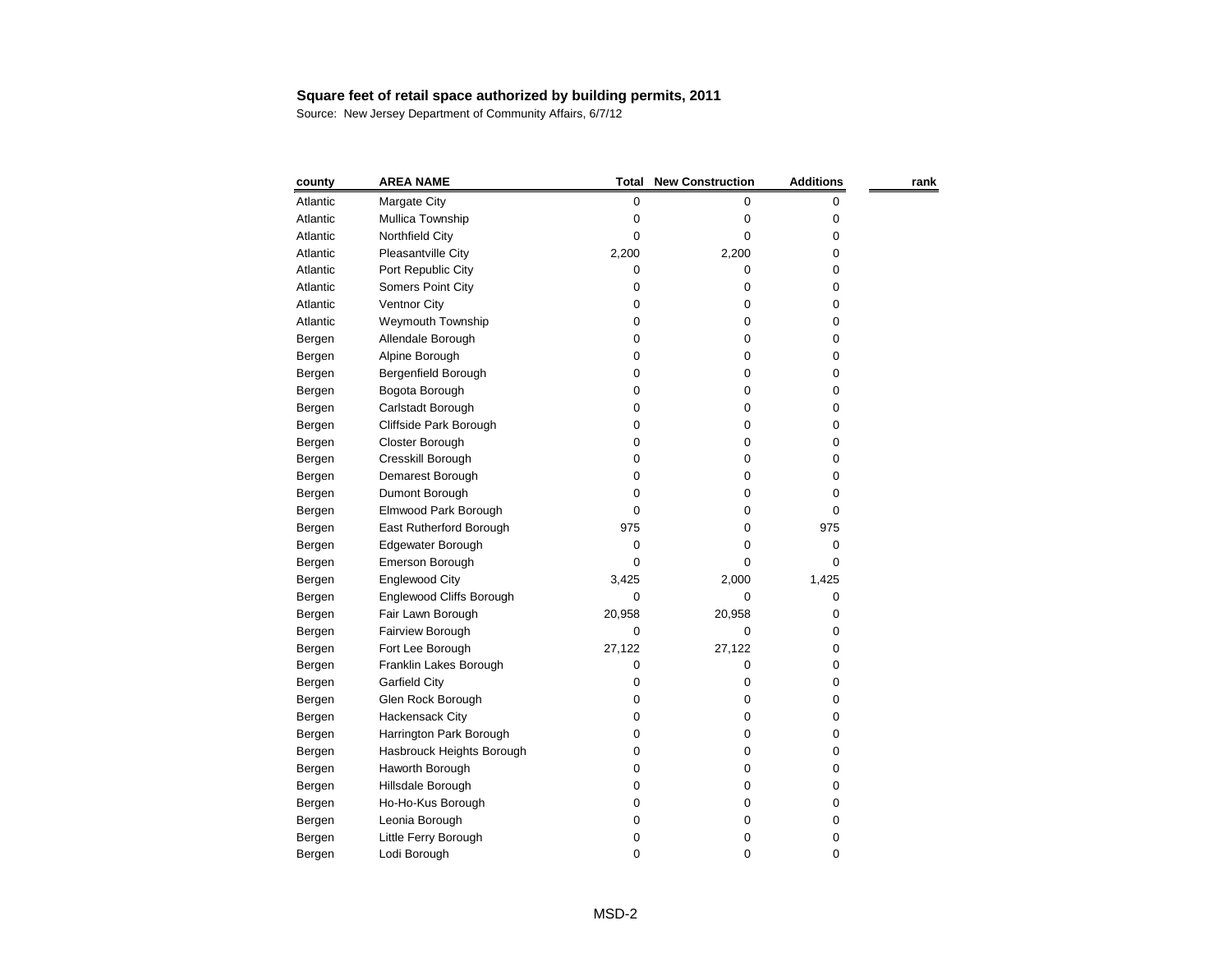**Square feet of retail space authorized by building permits, 2011**

Source: New Jersey Department of Community Affairs, 6/7/12

| county | AREA NAME | Total | New Construction | Additions | rank |
|---|---|---|---|---|---|
| Atlantic | Margate City | 0 | 0 | 0 | |
| Atlantic | Mullica Township | 0 | 0 | 0 | |
| Atlantic | Northfield City | 0 | 0 | 0 | |
| Atlantic | Pleasantville City | 2,200 | 2,200 | 0 | |
| Atlantic | Port Republic City | 0 | 0 | 0 | |
| Atlantic | Somers Point City | 0 | 0 | 0 | |
| Atlantic | Ventnor City | 0 | 0 | 0 | |
| Atlantic | Weymouth Township | 0 | 0 | 0 | |
| Bergen | Allendale Borough | 0 | 0 | 0 | |
| Bergen | Alpine Borough | 0 | 0 | 0 | |
| Bergen | Bergenfield Borough | 0 | 0 | 0 | |
| Bergen | Bogota Borough | 0 | 0 | 0 | |
| Bergen | Carlstadt Borough | 0 | 0 | 0 | |
| Bergen | Cliffside Park Borough | 0 | 0 | 0 | |
| Bergen | Closter Borough | 0 | 0 | 0 | |
| Bergen | Cresskill Borough | 0 | 0 | 0 | |
| Bergen | Demarest Borough | 0 | 0 | 0 | |
| Bergen | Dumont Borough | 0 | 0 | 0 | |
| Bergen | Elmwood Park Borough | 0 | 0 | 0 | |
| Bergen | East Rutherford Borough | 975 | 0 | 975 | |
| Bergen | Edgewater Borough | 0 | 0 | 0 | |
| Bergen | Emerson Borough | 0 | 0 | 0 | |
| Bergen | Englewood City | 3,425 | 2,000 | 1,425 | |
| Bergen | Englewood Cliffs Borough | 0 | 0 | 0 | |
| Bergen | Fair Lawn Borough | 20,958 | 20,958 | 0 | |
| Bergen | Fairview Borough | 0 | 0 | 0 | |
| Bergen | Fort Lee Borough | 27,122 | 27,122 | 0 | |
| Bergen | Franklin Lakes Borough | 0 | 0 | 0 | |
| Bergen | Garfield City | 0 | 0 | 0 | |
| Bergen | Glen Rock Borough | 0 | 0 | 0 | |
| Bergen | Hackensack City | 0 | 0 | 0 | |
| Bergen | Harrington Park Borough | 0 | 0 | 0 | |
| Bergen | Hasbrouck Heights Borough | 0 | 0 | 0 | |
| Bergen | Haworth Borough | 0 | 0 | 0 | |
| Bergen | Hillsdale Borough | 0 | 0 | 0 | |
| Bergen | Ho-Ho-Kus Borough | 0 | 0 | 0 | |
| Bergen | Leonia Borough | 0 | 0 | 0 | |
| Bergen | Little Ferry Borough | 0 | 0 | 0 | |
| Bergen | Lodi Borough | 0 | 0 | 0 | |

MSD-2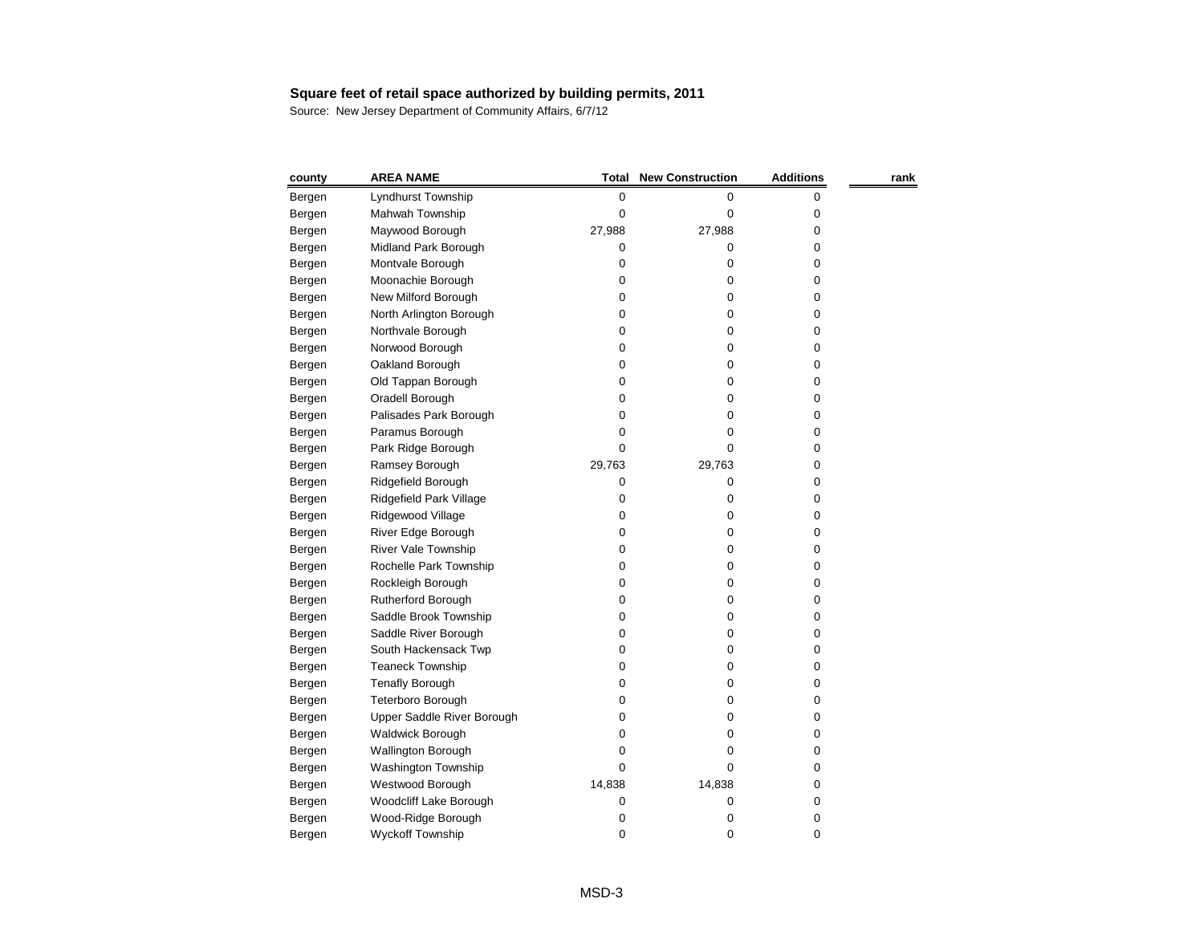**Square feet of retail space authorized by building permits, 2011**

Source: New Jersey Department of Community Affairs, 6/7/12

| county | AREA NAME | Total | New Construction | Additions | rank |
|---|---|---|---|---|---|
| Bergen | Lyndhurst Township | 0 | 0 | 0 | |
| Bergen | Mahwah Township | 0 | 0 | 0 | |
| Bergen | Maywood Borough | 27,988 | 27,988 | 0 | |
| Bergen | Midland Park Borough | 0 | 0 | 0 | |
| Bergen | Montvale Borough | 0 | 0 | 0 | |
| Bergen | Moonachie Borough | 0 | 0 | 0 | |
| Bergen | New Milford Borough | 0 | 0 | 0 | |
| Bergen | North Arlington Borough | 0 | 0 | 0 | |
| Bergen | Northvale Borough | 0 | 0 | 0 | |
| Bergen | Norwood Borough | 0 | 0 | 0 | |
| Bergen | Oakland Borough | 0 | 0 | 0 | |
| Bergen | Old Tappan Borough | 0 | 0 | 0 | |
| Bergen | Oradell Borough | 0 | 0 | 0 | |
| Bergen | Palisades Park Borough | 0 | 0 | 0 | |
| Bergen | Paramus Borough | 0 | 0 | 0 | |
| Bergen | Park Ridge Borough | 0 | 0 | 0 | |
| Bergen | Ramsey Borough | 29,763 | 29,763 | 0 | |
| Bergen | Ridgefield Borough | 0 | 0 | 0 | |
| Bergen | Ridgefield Park Village | 0 | 0 | 0 | |
| Bergen | Ridgewood Village | 0 | 0 | 0 | |
| Bergen | River Edge Borough | 0 | 0 | 0 | |
| Bergen | River Vale Township | 0 | 0 | 0 | |
| Bergen | Rochelle Park Township | 0 | 0 | 0 | |
| Bergen | Rockleigh Borough | 0 | 0 | 0 | |
| Bergen | Rutherford Borough | 0 | 0 | 0 | |
| Bergen | Saddle Brook Township | 0 | 0 | 0 | |
| Bergen | Saddle River Borough | 0 | 0 | 0 | |
| Bergen | South Hackensack Twp | 0 | 0 | 0 | |
| Bergen | Teaneck Township | 0 | 0 | 0 | |
| Bergen | Tenafly Borough | 0 | 0 | 0 | |
| Bergen | Teterboro Borough | 0 | 0 | 0 | |
| Bergen | Upper Saddle River Borough | 0 | 0 | 0 | |
| Bergen | Waldwick Borough | 0 | 0 | 0 | |
| Bergen | Wallington Borough | 0 | 0 | 0 | |
| Bergen | Washington Township | 0 | 0 | 0 | |
| Bergen | Westwood Borough | 14,838 | 14,838 | 0 | |
| Bergen | Woodcliff Lake Borough | 0 | 0 | 0 | |
| Bergen | Wood-Ridge Borough | 0 | 0 | 0 | |
| Bergen | Wyckoff Township | 0 | 0 | 0 | |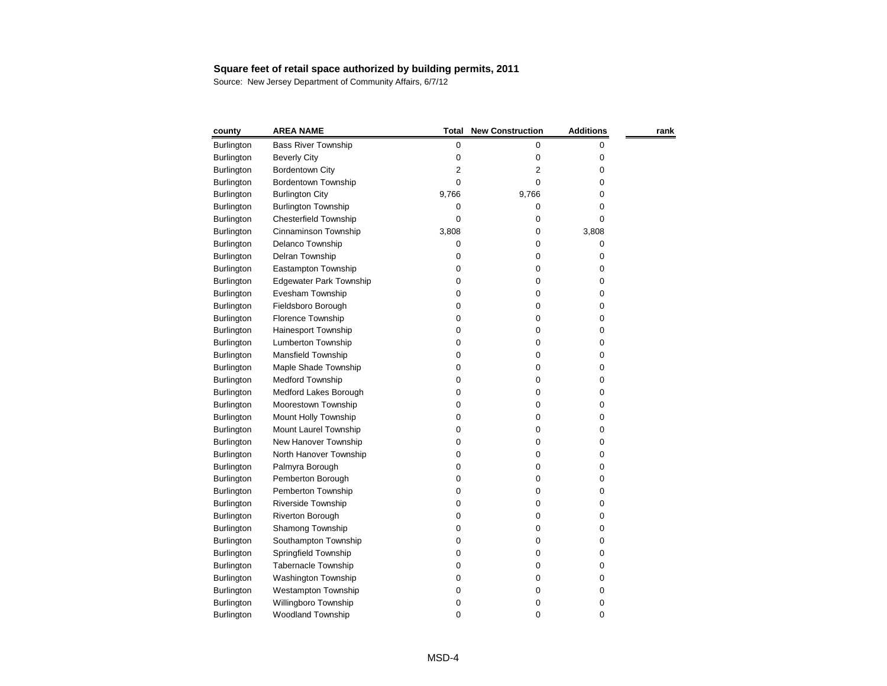**Square feet of retail space authorized by building permits, 2011**

Source: New Jersey Department of Community Affairs, 6/7/12

| county | AREA NAME | Total | New Construction | Additions | rank |
|---|---|---|---|---|---|
| Burlington | Bass River Township | 0 | 0 | 0 | |
| Burlington | Beverly City | 0 | 0 | 0 | |
| Burlington | Bordentown City | 2 | 2 | 0 | |
| Burlington | Bordentown Township | 0 | 0 | 0 | |
| Burlington | Burlington City | 9,766 | 9,766 | 0 | |
| Burlington | Burlington Township | 0 | 0 | 0 | |
| Burlington | Chesterfield Township | 0 | 0 | 0 | |
| Burlington | Cinnaminson Township | 3,808 | 0 | 3,808 | |
| Burlington | Delanco Township | 0 | 0 | 0 | |
| Burlington | Delran Township | 0 | 0 | 0 | |
| Burlington | Eastampton Township | 0 | 0 | 0 | |
| Burlington | Edgewater Park Township | 0 | 0 | 0 | |
| Burlington | Evesham Township | 0 | 0 | 0 | |
| Burlington | Fieldsboro Borough | 0 | 0 | 0 | |
| Burlington | Florence Township | 0 | 0 | 0 | |
| Burlington | Hainesport Township | 0 | 0 | 0 | |
| Burlington | Lumberton Township | 0 | 0 | 0 | |
| Burlington | Mansfield Township | 0 | 0 | 0 | |
| Burlington | Maple Shade Township | 0 | 0 | 0 | |
| Burlington | Medford Township | 0 | 0 | 0 | |
| Burlington | Medford Lakes Borough | 0 | 0 | 0 | |
| Burlington | Moorestown Township | 0 | 0 | 0 | |
| Burlington | Mount Holly Township | 0 | 0 | 0 | |
| Burlington | Mount Laurel Township | 0 | 0 | 0 | |
| Burlington | New Hanover Township | 0 | 0 | 0 | |
| Burlington | North Hanover Township | 0 | 0 | 0 | |
| Burlington | Palmyra Borough | 0 | 0 | 0 | |
| Burlington | Pemberton Borough | 0 | 0 | 0 | |
| Burlington | Pemberton Township | 0 | 0 | 0 | |
| Burlington | Riverside Township | 0 | 0 | 0 | |
| Burlington | Riverton Borough | 0 | 0 | 0 | |
| Burlington | Shamong Township | 0 | 0 | 0 | |
| Burlington | Southampton Township | 0 | 0 | 0 | |
| Burlington | Springfield Township | 0 | 0 | 0 | |
| Burlington | Tabernacle Township | 0 | 0 | 0 | |
| Burlington | Washington Township | 0 | 0 | 0 | |
| Burlington | Westampton Township | 0 | 0 | 0 | |
| Burlington | Willingboro Township | 0 | 0 | 0 | |
| Burlington | Woodland Township | 0 | 0 | 0 | |

MSD-4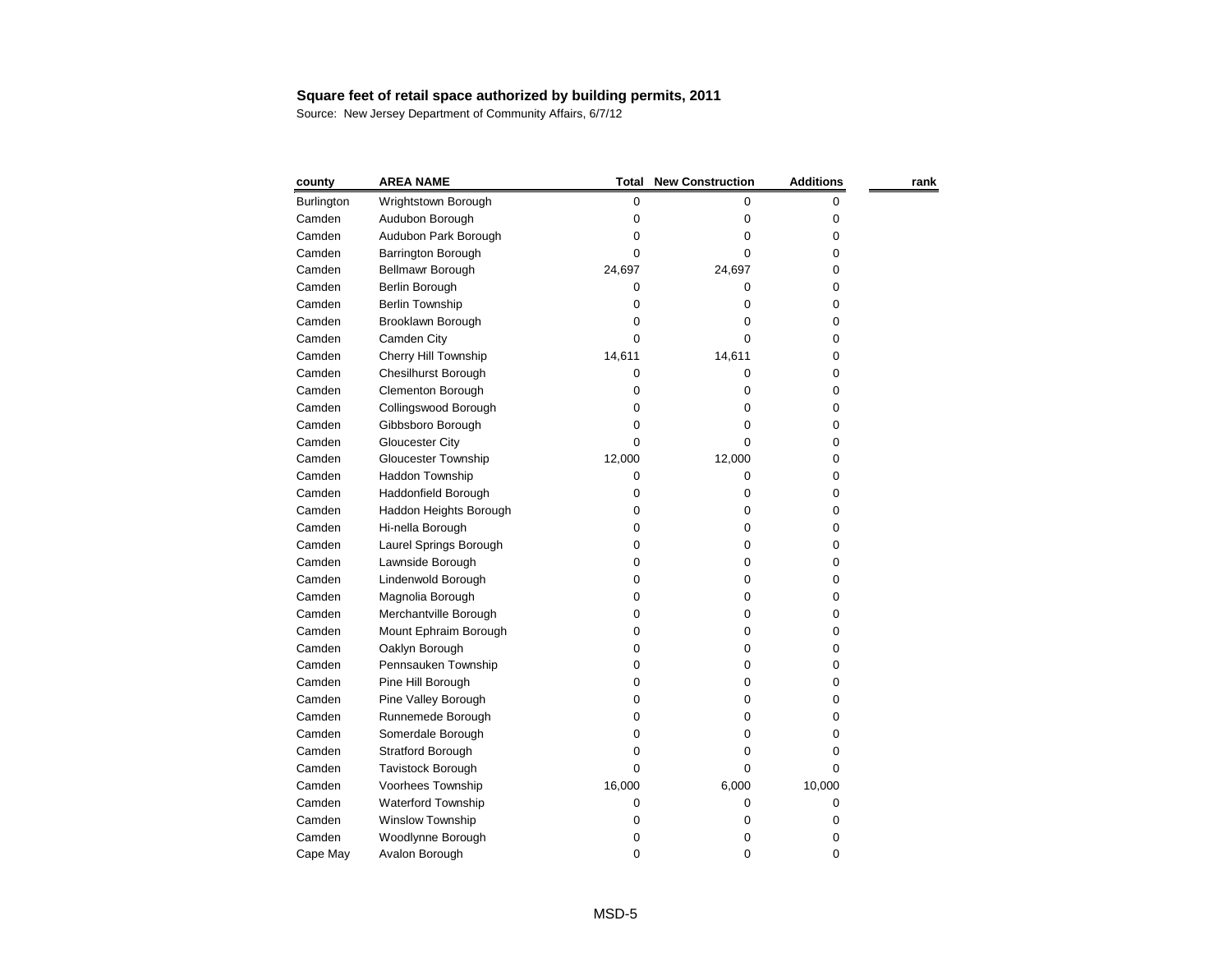**Square feet of retail space authorized by building permits, 2011**

Source: New Jersey Department of Community Affairs, 6/7/12

| county | AREA NAME | Total | New Construction | Additions | rank |
|---|---|---|---|---|---|
| Burlington | Wrightstown Borough | 0 | 0 | 0 | |
| Camden | Audubon Borough | 0 | 0 | 0 | |
| Camden | Audubon Park Borough | 0 | 0 | 0 | |
| Camden | Barrington Borough | 0 | 0 | 0 | |
| Camden | Bellmawr Borough | 24,697 | 24,697 | 0 | |
| Camden | Berlin Borough | 0 | 0 | 0 | |
| Camden | Berlin Township | 0 | 0 | 0 | |
| Camden | Brooklawn Borough | 0 | 0 | 0 | |
| Camden | Camden City | 0 | 0 | 0 | |
| Camden | Cherry Hill Township | 14,611 | 14,611 | 0 | |
| Camden | Chesilhurst Borough | 0 | 0 | 0 | |
| Camden | Clementon Borough | 0 | 0 | 0 | |
| Camden | Collingswood Borough | 0 | 0 | 0 | |
| Camden | Gibbsboro Borough | 0 | 0 | 0 | |
| Camden | Gloucester City | 0 | 0 | 0 | |
| Camden | Gloucester Township | 12,000 | 12,000 | 0 | |
| Camden | Haddon Township | 0 | 0 | 0 | |
| Camden | Haddonfield Borough | 0 | 0 | 0 | |
| Camden | Haddon Heights Borough | 0 | 0 | 0 | |
| Camden | Hi-nella Borough | 0 | 0 | 0 | |
| Camden | Laurel Springs Borough | 0 | 0 | 0 | |
| Camden | Lawnside Borough | 0 | 0 | 0 | |
| Camden | Lindenwold Borough | 0 | 0 | 0 | |
| Camden | Magnolia Borough | 0 | 0 | 0 | |
| Camden | Merchantville Borough | 0 | 0 | 0 | |
| Camden | Mount Ephraim Borough | 0 | 0 | 0 | |
| Camden | Oaklyn Borough | 0 | 0 | 0 | |
| Camden | Pennsauken Township | 0 | 0 | 0 | |
| Camden | Pine Hill Borough | 0 | 0 | 0 | |
| Camden | Pine Valley Borough | 0 | 0 | 0 | |
| Camden | Runnemede Borough | 0 | 0 | 0 | |
| Camden | Somerdale Borough | 0 | 0 | 0 | |
| Camden | Stratford Borough | 0 | 0 | 0 | |
| Camden | Tavistock Borough | 0 | 0 | 0 | |
| Camden | Voorhees Township | 16,000 | 6,000 | 10,000 | |
| Camden | Waterford Township | 0 | 0 | 0 | |
| Camden | Winslow Township | 0 | 0 | 0 | |
| Camden | Woodlynne Borough | 0 | 0 | 0 | |
| Cape May | Avalon Borough | 0 | 0 | 0 | |

MSD-5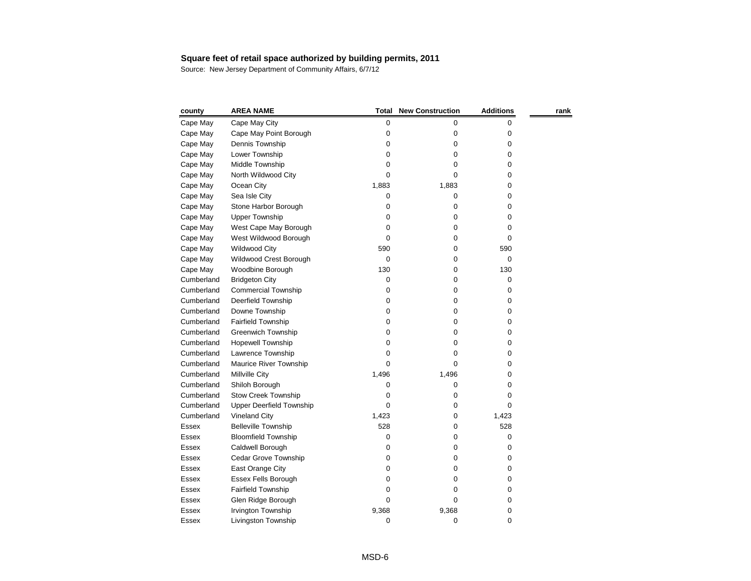**Square feet of retail space authorized by building permits, 2011**

Source: New Jersey Department of Community Affairs, 6/7/12

| county | AREA NAME | Total | New Construction | Additions | rank |
|---|---|---|---|---|---|
| Cape May | Cape May City | 0 | 0 | 0 | |
| Cape May | Cape May Point Borough | 0 | 0 | 0 | |
| Cape May | Dennis Township | 0 | 0 | 0 | |
| Cape May | Lower Township | 0 | 0 | 0 | |
| Cape May | Middle Township | 0 | 0 | 0 | |
| Cape May | North Wildwood City | 0 | 0 | 0 | |
| Cape May | Ocean City | 1,883 | 1,883 | 0 | |
| Cape May | Sea Isle City | 0 | 0 | 0 | |
| Cape May | Stone Harbor Borough | 0 | 0 | 0 | |
| Cape May | Upper Township | 0 | 0 | 0 | |
| Cape May | West Cape May Borough | 0 | 0 | 0 | |
| Cape May | West Wildwood Borough | 0 | 0 | 0 | |
| Cape May | Wildwood City | 590 | 0 | 590 | |
| Cape May | Wildwood Crest Borough | 0 | 0 | 0 | |
| Cape May | Woodbine Borough | 130 | 0 | 130 | |
| Cumberland | Bridgeton City | 0 | 0 | 0 | |
| Cumberland | Commercial Township | 0 | 0 | 0 | |
| Cumberland | Deerfield Township | 0 | 0 | 0 | |
| Cumberland | Downe Township | 0 | 0 | 0 | |
| Cumberland | Fairfield Township | 0 | 0 | 0 | |
| Cumberland | Greenwich Township | 0 | 0 | 0 | |
| Cumberland | Hopewell Township | 0 | 0 | 0 | |
| Cumberland | Lawrence Township | 0 | 0 | 0 | |
| Cumberland | Maurice River Township | 0 | 0 | 0 | |
| Cumberland | Millville City | 1,496 | 1,496 | 0 | |
| Cumberland | Shiloh Borough | 0 | 0 | 0 | |
| Cumberland | Stow Creek Township | 0 | 0 | 0 | |
| Cumberland | Upper Deerfield Township | 0 | 0 | 0 | |
| Cumberland | Vineland City | 1,423 | 0 | 1,423 | |
| Essex | Belleville Township | 528 | 0 | 528 | |
| Essex | Bloomfield Township | 0 | 0 | 0 | |
| Essex | Caldwell Borough | 0 | 0 | 0 | |
| Essex | Cedar Grove Township | 0 | 0 | 0 | |
| Essex | East Orange City | 0 | 0 | 0 | |
| Essex | Essex Fells Borough | 0 | 0 | 0 | |
| Essex | Fairfield Township | 0 | 0 | 0 | |
| Essex | Glen Ridge Borough | 0 | 0 | 0 | |
| Essex | Irvington Township | 9,368 | 9,368 | 0 | |
| Essex | Livingston Township | 0 | 0 | 0 | |

MSD-6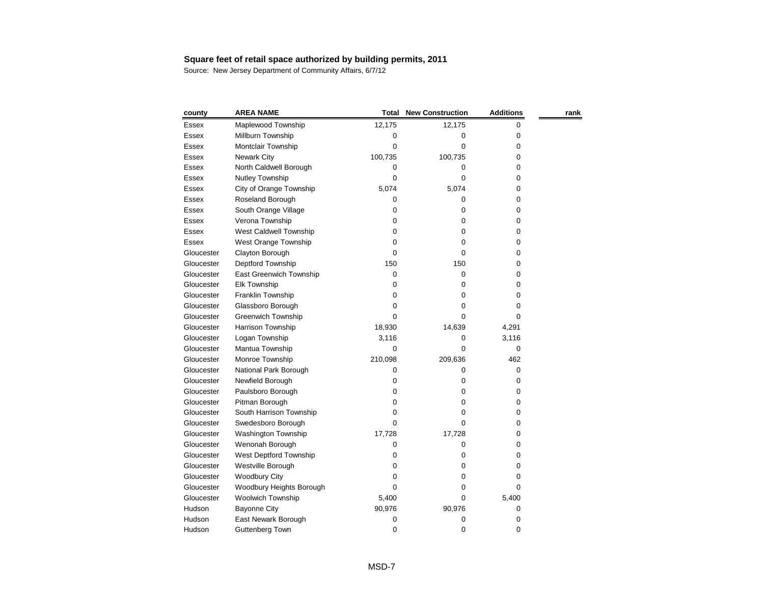**Square feet of retail space authorized by building permits, 2011**

Source: New Jersey Department of Community Affairs, 6/7/12

| county | AREA NAME | Total | New Construction | Additions | rank |
|---|---|---|---|---|---|
| Essex | Maplewood Township | 12,175 | 12,175 | 0 | |
| Essex | Millburn Township | 0 | 0 | 0 | |
| Essex | Montclair Township | 0 | 0 | 0 | |
| Essex | Newark City | 100,735 | 100,735 | 0 | |
| Essex | North Caldwell Borough | 0 | 0 | 0 | |
| Essex | Nutley Township | 0 | 0 | 0 | |
| Essex | City of Orange Township | 5,074 | 5,074 | 0 | |
| Essex | Roseland Borough | 0 | 0 | 0 | |
| Essex | South Orange Village | 0 | 0 | 0 | |
| Essex | Verona Township | 0 | 0 | 0 | |
| Essex | West Caldwell Township | 0 | 0 | 0 | |
| Essex | West Orange Township | 0 | 0 | 0 | |
| Gloucester | Clayton Borough | 0 | 0 | 0 | |
| Gloucester | Deptford Township | 150 | 150 | 0 | |
| Gloucester | East Greenwich Township | 0 | 0 | 0 | |
| Gloucester | Elk Township | 0 | 0 | 0 | |
| Gloucester | Franklin Township | 0 | 0 | 0 | |
| Gloucester | Glassboro Borough | 0 | 0 | 0 | |
| Gloucester | Greenwich Township | 0 | 0 | 0 | |
| Gloucester | Harrison Township | 18,930 | 14,639 | 4,291 | |
| Gloucester | Logan Township | 3,116 | 0 | 3,116 | |
| Gloucester | Mantua Township | 0 | 0 | 0 | |
| Gloucester | Monroe Township | 210,098 | 209,636 | 462 | |
| Gloucester | National Park Borough | 0 | 0 | 0 | |
| Gloucester | Newfield Borough | 0 | 0 | 0 | |
| Gloucester | Paulsboro Borough | 0 | 0 | 0 | |
| Gloucester | Pitman Borough | 0 | 0 | 0 | |
| Gloucester | South Harrison Township | 0 | 0 | 0 | |
| Gloucester | Swedesboro Borough | 0 | 0 | 0 | |
| Gloucester | Washington Township | 17,728 | 17,728 | 0 | |
| Gloucester | Wenonah Borough | 0 | 0 | 0 | |
| Gloucester | West Deptford Township | 0 | 0 | 0 | |
| Gloucester | Westville Borough | 0 | 0 | 0 | |
| Gloucester | Woodbury City | 0 | 0 | 0 | |
| Gloucester | Woodbury Heights Borough | 0 | 0 | 0 | |
| Gloucester | Woolwich Township | 5,400 | 0 | 5,400 | |
| Hudson | Bayonne City | 90,976 | 90,976 | 0 | |
| Hudson | East Newark Borough | 0 | 0 | 0 | |
| Hudson | Guttenberg Town | 0 | 0 | 0 | |

MSD-7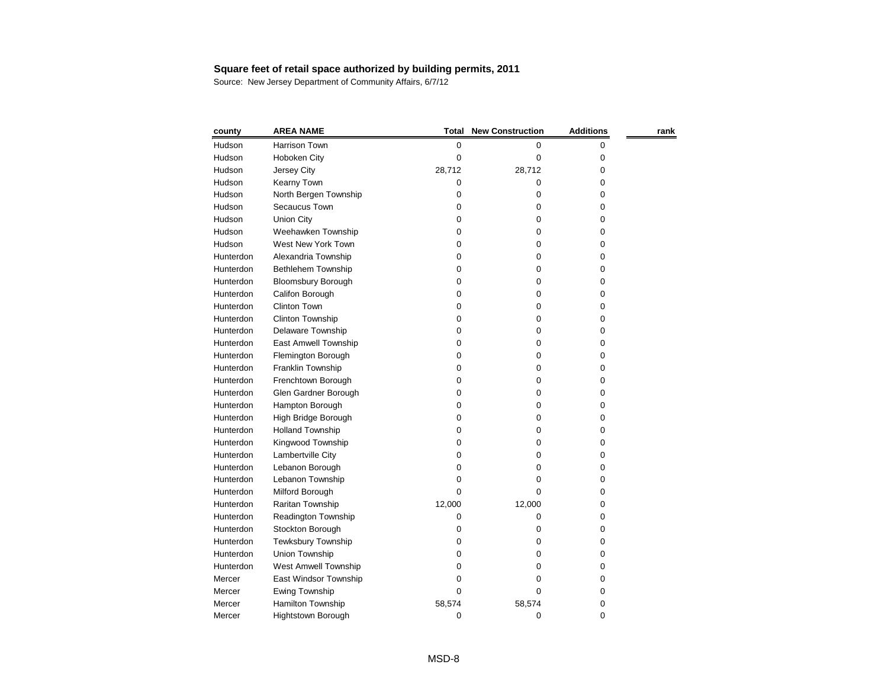**Square feet of retail space authorized by building permits, 2011**

Source: New Jersey Department of Community Affairs, 6/7/12

| county | AREA NAME | Total | New Construction | Additions | rank |
|---|---|---|---|---|---|
| Hudson | Harrison Town | 0 | 0 | 0 | |
| Hudson | Hoboken City | 0 | 0 | 0 | |
| Hudson | Jersey City | 28,712 | 28,712 | 0 | |
| Hudson | Kearny Town | 0 | 0 | 0 | |
| Hudson | North Bergen Township | 0 | 0 | 0 | |
| Hudson | Secaucus Town | 0 | 0 | 0 | |
| Hudson | Union City | 0 | 0 | 0 | |
| Hudson | Weehawken Township | 0 | 0 | 0 | |
| Hudson | West New York Town | 0 | 0 | 0 | |
| Hunterdon | Alexandria Township | 0 | 0 | 0 | |
| Hunterdon | Bethlehem Township | 0 | 0 | 0 | |
| Hunterdon | Bloomsbury Borough | 0 | 0 | 0 | |
| Hunterdon | Califon Borough | 0 | 0 | 0 | |
| Hunterdon | Clinton Town | 0 | 0 | 0 | |
| Hunterdon | Clinton Township | 0 | 0 | 0 | |
| Hunterdon | Delaware Township | 0 | 0 | 0 | |
| Hunterdon | East Amwell Township | 0 | 0 | 0 | |
| Hunterdon | Flemington Borough | 0 | 0 | 0 | |
| Hunterdon | Franklin Township | 0 | 0 | 0 | |
| Hunterdon | Frenchtown Borough | 0 | 0 | 0 | |
| Hunterdon | Glen Gardner Borough | 0 | 0 | 0 | |
| Hunterdon | Hampton Borough | 0 | 0 | 0 | |
| Hunterdon | High Bridge Borough | 0 | 0 | 0 | |
| Hunterdon | Holland Township | 0 | 0 | 0 | |
| Hunterdon | Kingwood Township | 0 | 0 | 0 | |
| Hunterdon | Lambertville City | 0 | 0 | 0 | |
| Hunterdon | Lebanon Borough | 0 | 0 | 0 | |
| Hunterdon | Lebanon Township | 0 | 0 | 0 | |
| Hunterdon | Milford Borough | 0 | 0 | 0 | |
| Hunterdon | Raritan Township | 12,000 | 12,000 | 0 | |
| Hunterdon | Readington Township | 0 | 0 | 0 | |
| Hunterdon | Stockton Borough | 0 | 0 | 0 | |
| Hunterdon | Tewksbury Township | 0 | 0 | 0 | |
| Hunterdon | Union Township | 0 | 0 | 0 | |
| Hunterdon | West Amwell Township | 0 | 0 | 0 | |
| Mercer | East Windsor Township | 0 | 0 | 0 | |
| Mercer | Ewing Township | 0 | 0 | 0 | |
| Mercer | Hamilton Township | 58,574 | 58,574 | 0 | |
| Mercer | Hightstown Borough | 0 | 0 | 0 | |

MSD-8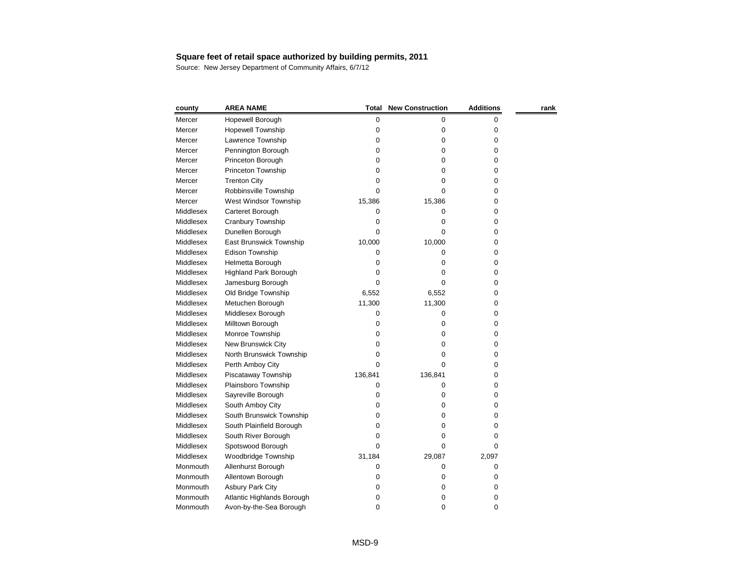**Square feet of retail space authorized by building permits, 2011**

Source: New Jersey Department of Community Affairs, 6/7/12

| county | AREA NAME | Total | New Construction | Additions | rank |
|---|---|---|---|---|---|
| Mercer | Hopewell Borough | 0 | 0 | 0 | |
| Mercer | Hopewell Township | 0 | 0 | 0 | |
| Mercer | Lawrence Township | 0 | 0 | 0 | |
| Mercer | Pennington Borough | 0 | 0 | 0 | |
| Mercer | Princeton Borough | 0 | 0 | 0 | |
| Mercer | Princeton Township | 0 | 0 | 0 | |
| Mercer | Trenton City | 0 | 0 | 0 | |
| Mercer | Robbinsville Township | 0 | 0 | 0 | |
| Mercer | West Windsor Township | 15,386 | 15,386 | 0 | |
| Middlesex | Carteret Borough | 0 | 0 | 0 | |
| Middlesex | Cranbury Township | 0 | 0 | 0 | |
| Middlesex | Dunellen Borough | 0 | 0 | 0 | |
| Middlesex | East Brunswick Township | 10,000 | 10,000 | 0 | |
| Middlesex | Edison Township | 0 | 0 | 0 | |
| Middlesex | Helmetta Borough | 0 | 0 | 0 | |
| Middlesex | Highland Park Borough | 0 | 0 | 0 | |
| Middlesex | Jamesburg Borough | 0 | 0 | 0 | |
| Middlesex | Old Bridge Township | 6,552 | 6,552 | 0 | |
| Middlesex | Metuchen Borough | 11,300 | 11,300 | 0 | |
| Middlesex | Middlesex Borough | 0 | 0 | 0 | |
| Middlesex | Milltown Borough | 0 | 0 | 0 | |
| Middlesex | Monroe Township | 0 | 0 | 0 | |
| Middlesex | New Brunswick City | 0 | 0 | 0 | |
| Middlesex | North Brunswick Township | 0 | 0 | 0 | |
| Middlesex | Perth Amboy City | 0 | 0 | 0 | |
| Middlesex | Piscataway Township | 136,841 | 136,841 | 0 | |
| Middlesex | Plainsboro Township | 0 | 0 | 0 | |
| Middlesex | Sayreville Borough | 0 | 0 | 0 | |
| Middlesex | South Amboy City | 0 | 0 | 0 | |
| Middlesex | South Brunswick Township | 0 | 0 | 0 | |
| Middlesex | South Plainfield Borough | 0 | 0 | 0 | |
| Middlesex | South River Borough | 0 | 0 | 0 | |
| Middlesex | Spotswood Borough | 0 | 0 | 0 | |
| Middlesex | Woodbridge Township | 31,184 | 29,087 | 2,097 | |
| Monmouth | Allenhurst Borough | 0 | 0 | 0 | |
| Monmouth | Allentown Borough | 0 | 0 | 0 | |
| Monmouth | Asbury Park City | 0 | 0 | 0 | |
| Monmouth | Atlantic Highlands Borough | 0 | 0 | 0 | |
| Monmouth | Avon-by-the-Sea Borough | 0 | 0 | 0 | |

MSD-9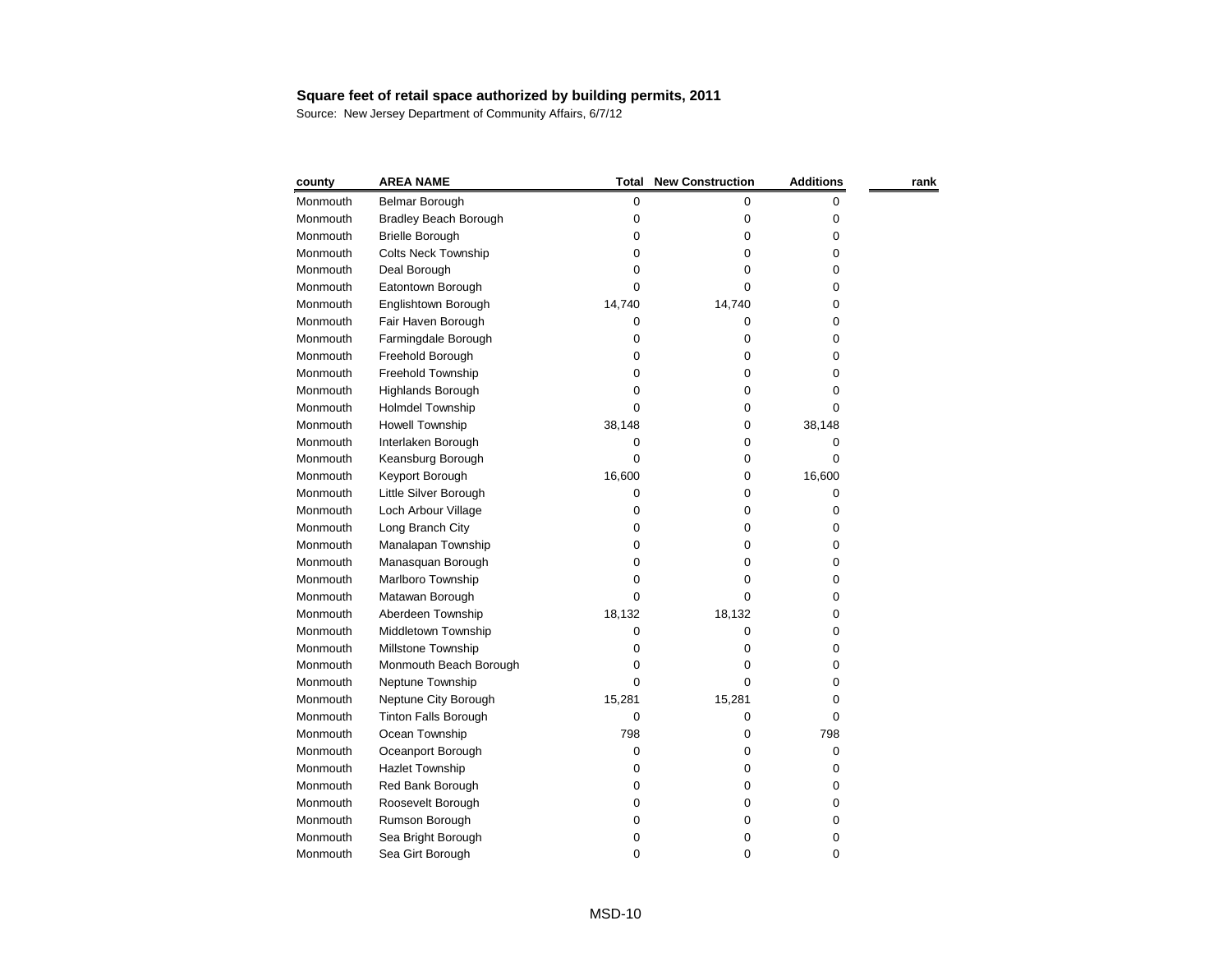**Square feet of retail space authorized by building permits, 2011**

Source: New Jersey Department of Community Affairs, 6/7/12

| county | AREA NAME | Total | New Construction | Additions | rank |
|---|---|---|---|---|---|
| Monmouth | Belmar Borough | 0 | 0 | 0 | |
| Monmouth | Bradley Beach Borough | 0 | 0 | 0 | |
| Monmouth | Brielle Borough | 0 | 0 | 0 | |
| Monmouth | Colts Neck Township | 0 | 0 | 0 | |
| Monmouth | Deal Borough | 0 | 0 | 0 | |
| Monmouth | Eatontown Borough | 0 | 0 | 0 | |
| Monmouth | Englishtown Borough | 14,740 | 14,740 | 0 | |
| Monmouth | Fair Haven Borough | 0 | 0 | 0 | |
| Monmouth | Farmingdale Borough | 0 | 0 | 0 | |
| Monmouth | Freehold Borough | 0 | 0 | 0 | |
| Monmouth | Freehold Township | 0 | 0 | 0 | |
| Monmouth | Highlands Borough | 0 | 0 | 0 | |
| Monmouth | Holmdel Township | 0 | 0 | 0 | |
| Monmouth | Howell Township | 38,148 | 0 | 38,148 | |
| Monmouth | Interlaken Borough | 0 | 0 | 0 | |
| Monmouth | Keansburg Borough | 0 | 0 | 0 | |
| Monmouth | Keyport Borough | 16,600 | 0 | 16,600 | |
| Monmouth | Little Silver Borough | 0 | 0 | 0 | |
| Monmouth | Loch Arbour Village | 0 | 0 | 0 | |
| Monmouth | Long Branch City | 0 | 0 | 0 | |
| Monmouth | Manalapan Township | 0 | 0 | 0 | |
| Monmouth | Manasquan Borough | 0 | 0 | 0 | |
| Monmouth | Marlboro Township | 0 | 0 | 0 | |
| Monmouth | Matawan Borough | 0 | 0 | 0 | |
| Monmouth | Aberdeen Township | 18,132 | 18,132 | 0 | |
| Monmouth | Middletown Township | 0 | 0 | 0 | |
| Monmouth | Millstone Township | 0 | 0 | 0 | |
| Monmouth | Monmouth Beach Borough | 0 | 0 | 0 | |
| Monmouth | Neptune Township | 0 | 0 | 0 | |
| Monmouth | Neptune City Borough | 15,281 | 15,281 | 0 | |
| Monmouth | Tinton Falls Borough | 0 | 0 | 0 | |
| Monmouth | Ocean Township | 798 | 0 | 798 | |
| Monmouth | Oceanport Borough | 0 | 0 | 0 | |
| Monmouth | Hazlet Township | 0 | 0 | 0 | |
| Monmouth | Red Bank Borough | 0 | 0 | 0 | |
| Monmouth | Roosevelt Borough | 0 | 0 | 0 | |
| Monmouth | Rumson Borough | 0 | 0 | 0 | |
| Monmouth | Sea Bright Borough | 0 | 0 | 0 | |
| Monmouth | Sea Girt Borough | 0 | 0 | 0 | |

MSD-10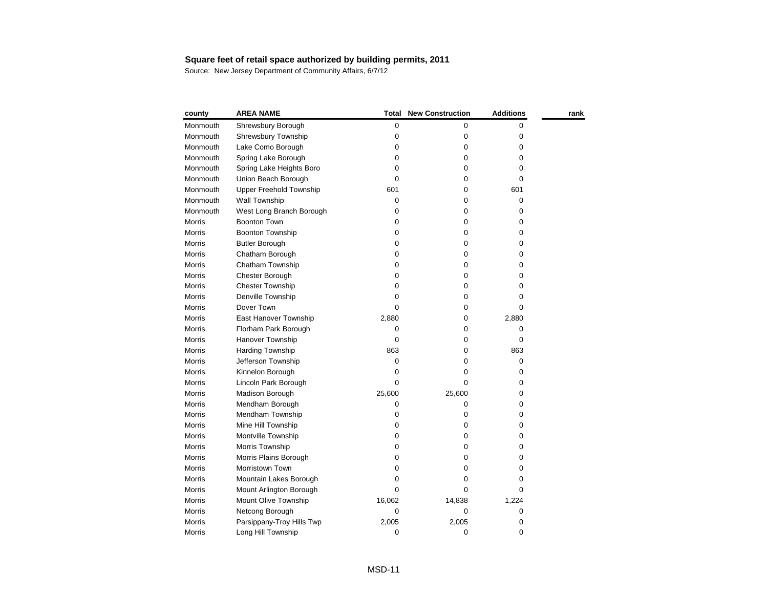**Square feet of retail space authorized by building permits, 2011**

Source: New Jersey Department of Community Affairs, 6/7/12

| county | AREA NAME | Total | New Construction | Additions | rank |
|---|---|---|---|---|---|
| Monmouth | Shrewsbury Borough | 0 | 0 | 0 | |
| Monmouth | Shrewsbury Township | 0 | 0 | 0 | |
| Monmouth | Lake Como Borough | 0 | 0 | 0 | |
| Monmouth | Spring Lake Borough | 0 | 0 | 0 | |
| Monmouth | Spring Lake Heights Boro | 0 | 0 | 0 | |
| Monmouth | Union Beach Borough | 0 | 0 | 0 | |
| Monmouth | Upper Freehold Township | 601 | 0 | 601 | |
| Monmouth | Wall Township | 0 | 0 | 0 | |
| Monmouth | West Long Branch Borough | 0 | 0 | 0 | |
| Morris | Boonton Town | 0 | 0 | 0 | |
| Morris | Boonton Township | 0 | 0 | 0 | |
| Morris | Butler Borough | 0 | 0 | 0 | |
| Morris | Chatham Borough | 0 | 0 | 0 | |
| Morris | Chatham Township | 0 | 0 | 0 | |
| Morris | Chester Borough | 0 | 0 | 0 | |
| Morris | Chester Township | 0 | 0 | 0 | |
| Morris | Denville Township | 0 | 0 | 0 | |
| Morris | Dover Town | 0 | 0 | 0 | |
| Morris | East Hanover Township | 2,880 | 0 | 2,880 | |
| Morris | Florham Park Borough | 0 | 0 | 0 | |
| Morris | Hanover Township | 0 | 0 | 0 | |
| Morris | Harding Township | 863 | 0 | 863 | |
| Morris | Jefferson Township | 0 | 0 | 0 | |
| Morris | Kinnelon Borough | 0 | 0 | 0 | |
| Morris | Lincoln Park Borough | 0 | 0 | 0 | |
| Morris | Madison Borough | 25,600 | 25,600 | 0 | |
| Morris | Mendham Borough | 0 | 0 | 0 | |
| Morris | Mendham Township | 0 | 0 | 0 | |
| Morris | Mine Hill Township | 0 | 0 | 0 | |
| Morris | Montville Township | 0 | 0 | 0 | |
| Morris | Morris Township | 0 | 0 | 0 | |
| Morris | Morris Plains Borough | 0 | 0 | 0 | |
| Morris | Morristown Town | 0 | 0 | 0 | |
| Morris | Mountain Lakes Borough | 0 | 0 | 0 | |
| Morris | Mount Arlington Borough | 0 | 0 | 0 | |
| Morris | Mount Olive Township | 16,062 | 14,838 | 1,224 | |
| Morris | Netcong Borough | 0 | 0 | 0 | |
| Morris | Parsippany-Troy Hills Twp | 2,005 | 2,005 | 0 | |
| Morris | Long Hill Township | 0 | 0 | 0 | |

MSD-11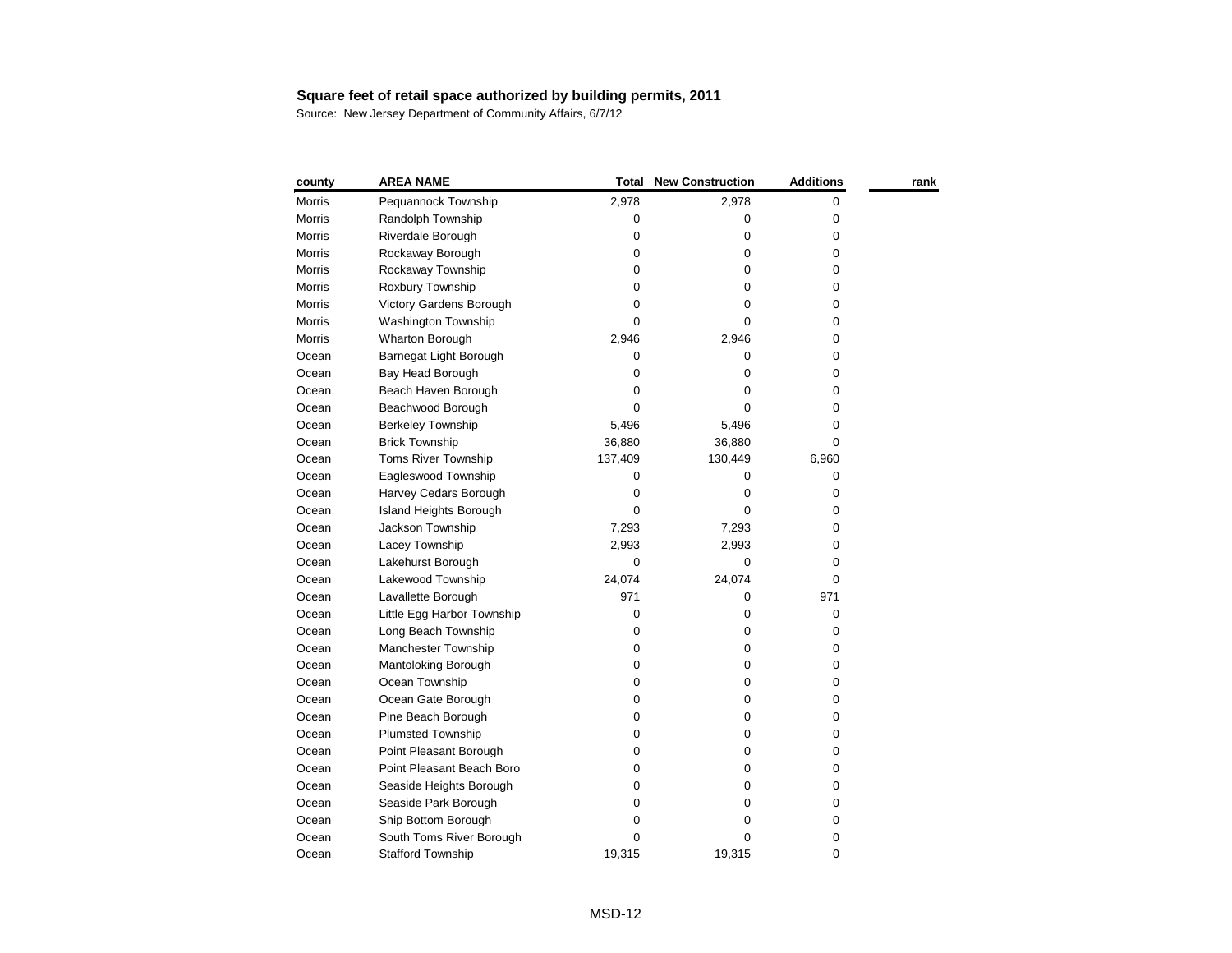**Square feet of retail space authorized by building permits, 2011**

Source: New Jersey Department of Community Affairs, 6/7/12

| county | AREA NAME | Total | New Construction | Additions | rank |
|---|---|---|---|---|---|
| Morris | Pequannock Township | 2,978 | 2,978 | 0 | |
| Morris | Randolph Township | 0 | 0 | 0 | |
| Morris | Riverdale Borough | 0 | 0 | 0 | |
| Morris | Rockaway Borough | 0 | 0 | 0 | |
| Morris | Rockaway Township | 0 | 0 | 0 | |
| Morris | Roxbury Township | 0 | 0 | 0 | |
| Morris | Victory Gardens Borough | 0 | 0 | 0 | |
| Morris | Washington Township | 0 | 0 | 0 | |
| Morris | Wharton Borough | 2,946 | 2,946 | 0 | |
| Ocean | Barnegat Light Borough | 0 | 0 | 0 | |
| Ocean | Bay Head Borough | 0 | 0 | 0 | |
| Ocean | Beach Haven Borough | 0 | 0 | 0 | |
| Ocean | Beachwood Borough | 0 | 0 | 0 | |
| Ocean | Berkeley Township | 5,496 | 5,496 | 0 | |
| Ocean | Brick Township | 36,880 | 36,880 | 0 | |
| Ocean | Toms River Township | 137,409 | 130,449 | 6,960 | |
| Ocean | Eagleswood Township | 0 | 0 | 0 | |
| Ocean | Harvey Cedars Borough | 0 | 0 | 0 | |
| Ocean | Island Heights Borough | 0 | 0 | 0 | |
| Ocean | Jackson Township | 7,293 | 7,293 | 0 | |
| Ocean | Lacey Township | 2,993 | 2,993 | 0 | |
| Ocean | Lakehurst Borough | 0 | 0 | 0 | |
| Ocean | Lakewood Township | 24,074 | 24,074 | 0 | |
| Ocean | Lavallette Borough | 971 | 0 | 971 | |
| Ocean | Little Egg Harbor Township | 0 | 0 | 0 | |
| Ocean | Long Beach Township | 0 | 0 | 0 | |
| Ocean | Manchester Township | 0 | 0 | 0 | |
| Ocean | Mantoloking Borough | 0 | 0 | 0 | |
| Ocean | Ocean Township | 0 | 0 | 0 | |
| Ocean | Ocean Gate Borough | 0 | 0 | 0 | |
| Ocean | Pine Beach Borough | 0 | 0 | 0 | |
| Ocean | Plumsted Township | 0 | 0 | 0 | |
| Ocean | Point Pleasant Borough | 0 | 0 | 0 | |
| Ocean | Point Pleasant Beach Boro | 0 | 0 | 0 | |
| Ocean | Seaside Heights Borough | 0 | 0 | 0 | |
| Ocean | Seaside Park Borough | 0 | 0 | 0 | |
| Ocean | Ship Bottom Borough | 0 | 0 | 0 | |
| Ocean | South Toms River Borough | 0 | 0 | 0 | |
| Ocean | Stafford Township | 19,315 | 19,315 | 0 | |

MSD-12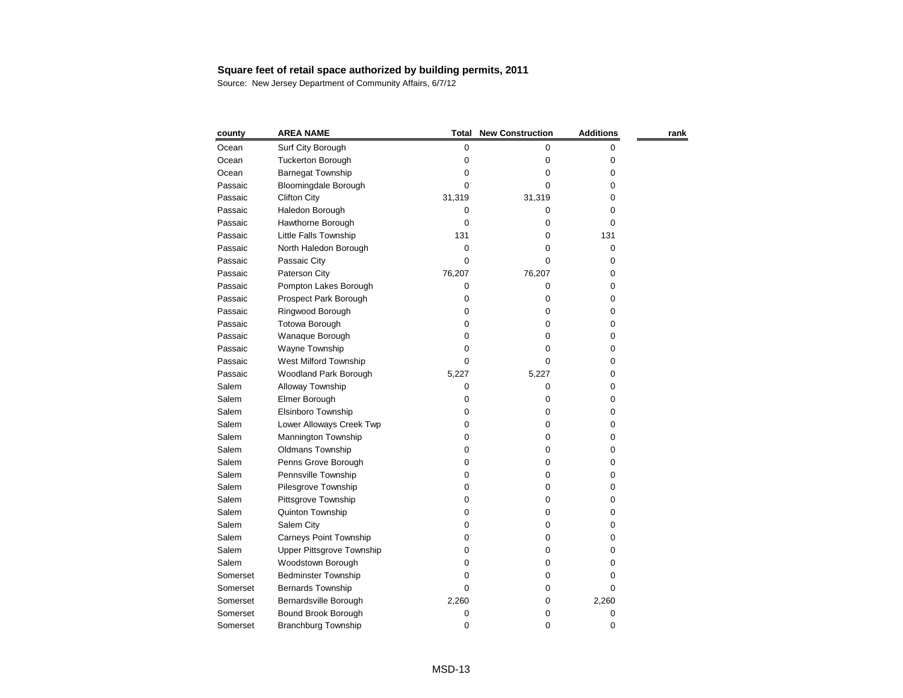**Square feet of retail space authorized by building permits, 2011**

Source: New Jersey Department of Community Affairs, 6/7/12

| county | AREA NAME | Total | New Construction | Additions | rank |
|---|---|---|---|---|---|
| Ocean | Surf City Borough | 0 | 0 | 0 | |
| Ocean | Tuckerton Borough | 0 | 0 | 0 | |
| Ocean | Barnegat Township | 0 | 0 | 0 | |
| Passaic | Bloomingdale Borough | 0 | 0 | 0 | |
| Passaic | Clifton City | 31,319 | 31,319 | 0 | |
| Passaic | Haledon Borough | 0 | 0 | 0 | |
| Passaic | Hawthorne Borough | 0 | 0 | 0 | |
| Passaic | Little Falls Township | 131 | 0 | 131 | |
| Passaic | North Haledon Borough | 0 | 0 | 0 | |
| Passaic | Passaic City | 0 | 0 | 0 | |
| Passaic | Paterson City | 76,207 | 76,207 | 0 | |
| Passaic | Pompton Lakes Borough | 0 | 0 | 0 | |
| Passaic | Prospect Park Borough | 0 | 0 | 0 | |
| Passaic | Ringwood Borough | 0 | 0 | 0 | |
| Passaic | Totowa Borough | 0 | 0 | 0 | |
| Passaic | Wanaque Borough | 0 | 0 | 0 | |
| Passaic | Wayne Township | 0 | 0 | 0 | |
| Passaic | West Milford Township | 0 | 0 | 0 | |
| Passaic | Woodland Park Borough | 5,227 | 5,227 | 0 | |
| Salem | Alloway Township | 0 | 0 | 0 | |
| Salem | Elmer Borough | 0 | 0 | 0 | |
| Salem | Elsinboro Township | 0 | 0 | 0 | |
| Salem | Lower Alloways Creek Twp | 0 | 0 | 0 | |
| Salem | Mannington Township | 0 | 0 | 0 | |
| Salem | Oldmans Township | 0 | 0 | 0 | |
| Salem | Penns Grove Borough | 0 | 0 | 0 | |
| Salem | Pennsville Township | 0 | 0 | 0 | |
| Salem | Pilesgrove Township | 0 | 0 | 0 | |
| Salem | Pittsgrove Township | 0 | 0 | 0 | |
| Salem | Quinton Township | 0 | 0 | 0 | |
| Salem | Salem City | 0 | 0 | 0 | |
| Salem | Carneys Point Township | 0 | 0 | 0 | |
| Salem | Upper Pittsgrove Township | 0 | 0 | 0 | |
| Salem | Woodstown Borough | 0 | 0 | 0 | |
| Somerset | Bedminster Township | 0 | 0 | 0 | |
| Somerset | Bernards Township | 0 | 0 | 0 | |
| Somerset | Bernardsville Borough | 2,260 | 0 | 2,260 | |
| Somerset | Bound Brook Borough | 0 | 0 | 0 | |
| Somerset | Branchburg Township | 0 | 0 | 0 | |

MSD-13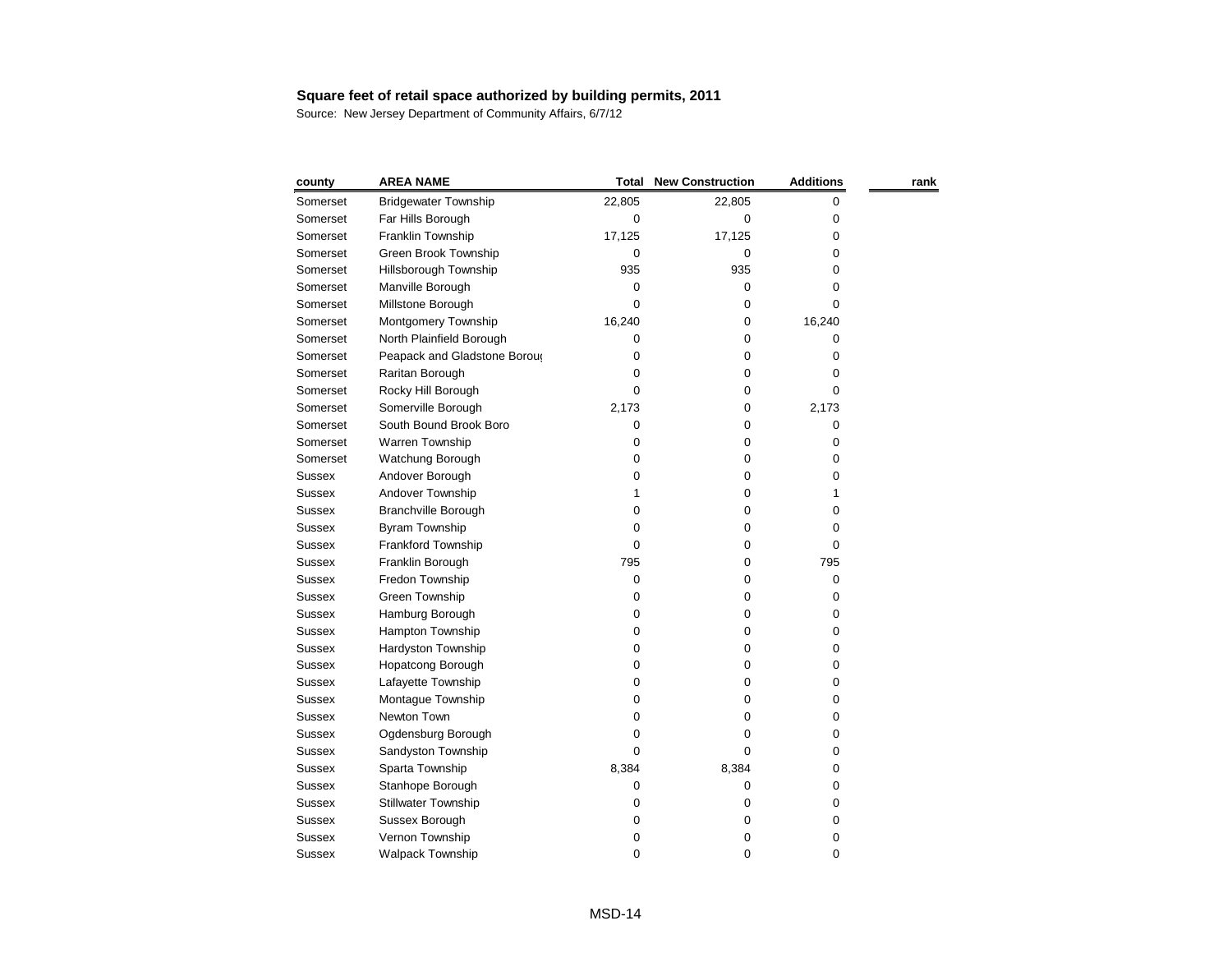**Square feet of retail space authorized by building permits, 2011**

Source: New Jersey Department of Community Affairs, 6/7/12

| county | AREA NAME | Total | New Construction | Additions | rank |
|---|---|---|---|---|---|
| Somerset | Bridgewater Township | 22,805 | 22,805 | 0 | |
| Somerset | Far Hills Borough | 0 | 0 | 0 | |
| Somerset | Franklin Township | 17,125 | 17,125 | 0 | |
| Somerset | Green Brook Township | 0 | 0 | 0 | |
| Somerset | Hillsborough Township | 935 | 935 | 0 | |
| Somerset | Manville Borough | 0 | 0 | 0 | |
| Somerset | Millstone Borough | 0 | 0 | 0 | |
| Somerset | Montgomery Township | 16,240 | 0 | 16,240 | |
| Somerset | North Plainfield Borough | 0 | 0 | 0 | |
| Somerset | Peapack and Gladstone Borou | 0 | 0 | 0 | |
| Somerset | Raritan Borough | 0 | 0 | 0 | |
| Somerset | Rocky Hill Borough | 0 | 0 | 0 | |
| Somerset | Somerville Borough | 2,173 | 0 | 2,173 | |
| Somerset | South Bound Brook Boro | 0 | 0 | 0 | |
| Somerset | Warren Township | 0 | 0 | 0 | |
| Somerset | Watchung Borough | 0 | 0 | 0 | |
| Sussex | Andover Borough | 0 | 0 | 0 | |
| Sussex | Andover Township | 1 | 0 | 1 | |
| Sussex | Branchville Borough | 0 | 0 | 0 | |
| Sussex | Byram Township | 0 | 0 | 0 | |
| Sussex | Frankford Township | 0 | 0 | 0 | |
| Sussex | Franklin Borough | 795 | 0 | 795 | |
| Sussex | Fredon Township | 0 | 0 | 0 | |
| Sussex | Green Township | 0 | 0 | 0 | |
| Sussex | Hamburg Borough | 0 | 0 | 0 | |
| Sussex | Hampton Township | 0 | 0 | 0 | |
| Sussex | Hardyston Township | 0 | 0 | 0 | |
| Sussex | Hopatcong Borough | 0 | 0 | 0 | |
| Sussex | Lafayette Township | 0 | 0 | 0 | |
| Sussex | Montague Township | 0 | 0 | 0 | |
| Sussex | Newton Town | 0 | 0 | 0 | |
| Sussex | Ogdensburg Borough | 0 | 0 | 0 | |
| Sussex | Sandyston Township | 0 | 0 | 0 | |
| Sussex | Sparta Township | 8,384 | 8,384 | 0 | |
| Sussex | Stanhope Borough | 0 | 0 | 0 | |
| Sussex | Stillwater Township | 0 | 0 | 0 | |
| Sussex | Sussex Borough | 0 | 0 | 0 | |
| Sussex | Vernon Township | 0 | 0 | 0 | |
| Sussex | Walpack Township | 0 | 0 | 0 | |

MSD-14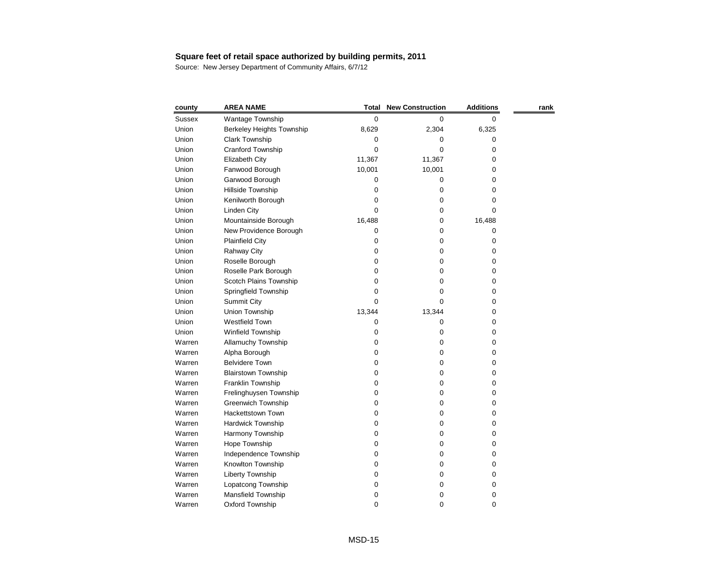**Square feet of retail space authorized by building permits, 2011**

Source: New Jersey Department of Community Affairs, 6/7/12

| county | AREA NAME | Total | New Construction | Additions | rank |
|---|---|---|---|---|---|
| Sussex | Wantage Township | 0 | 0 | 0 | |
| Union | Berkeley Heights Township | 8,629 | 2,304 | 6,325 | |
| Union | Clark Township | 0 | 0 | 0 | |
| Union | Cranford Township | 0 | 0 | 0 | |
| Union | Elizabeth City | 11,367 | 11,367 | 0 | |
| Union | Fanwood Borough | 10,001 | 10,001 | 0 | |
| Union | Garwood Borough | 0 | 0 | 0 | |
| Union | Hillside Township | 0 | 0 | 0 | |
| Union | Kenilworth Borough | 0 | 0 | 0 | |
| Union | Linden City | 0 | 0 | 0 | |
| Union | Mountainside Borough | 16,488 | 0 | 16,488 | |
| Union | New Providence Borough | 0 | 0 | 0 | |
| Union | Plainfield City | 0 | 0 | 0 | |
| Union | Rahway City | 0 | 0 | 0 | |
| Union | Roselle Borough | 0 | 0 | 0 | |
| Union | Roselle Park Borough | 0 | 0 | 0 | |
| Union | Scotch Plains Township | 0 | 0 | 0 | |
| Union | Springfield Township | 0 | 0 | 0 | |
| Union | Summit City | 0 | 0 | 0 | |
| Union | Union Township | 13,344 | 13,344 | 0 | |
| Union | Westfield Town | 0 | 0 | 0 | |
| Union | Winfield Township | 0 | 0 | 0 | |
| Warren | Allamuchy Township | 0 | 0 | 0 | |
| Warren | Alpha Borough | 0 | 0 | 0 | |
| Warren | Belvidere Town | 0 | 0 | 0 | |
| Warren | Blairstown Township | 0 | 0 | 0 | |
| Warren | Franklin Township | 0 | 0 | 0 | |
| Warren | Frelinghuysen Township | 0 | 0 | 0 | |
| Warren | Greenwich Township | 0 | 0 | 0 | |
| Warren | Hackettstown Town | 0 | 0 | 0 | |
| Warren | Hardwick Township | 0 | 0 | 0 | |
| Warren | Harmony Township | 0 | 0 | 0 | |
| Warren | Hope Township | 0 | 0 | 0 | |
| Warren | Independence Township | 0 | 0 | 0 | |
| Warren | Knowlton Township | 0 | 0 | 0 | |
| Warren | Liberty Township | 0 | 0 | 0 | |
| Warren | Lopatcong Township | 0 | 0 | 0 | |
| Warren | Mansfield Township | 0 | 0 | 0 | |
| Warren | Oxford Township | 0 | 0 | 0 | |

MSD-15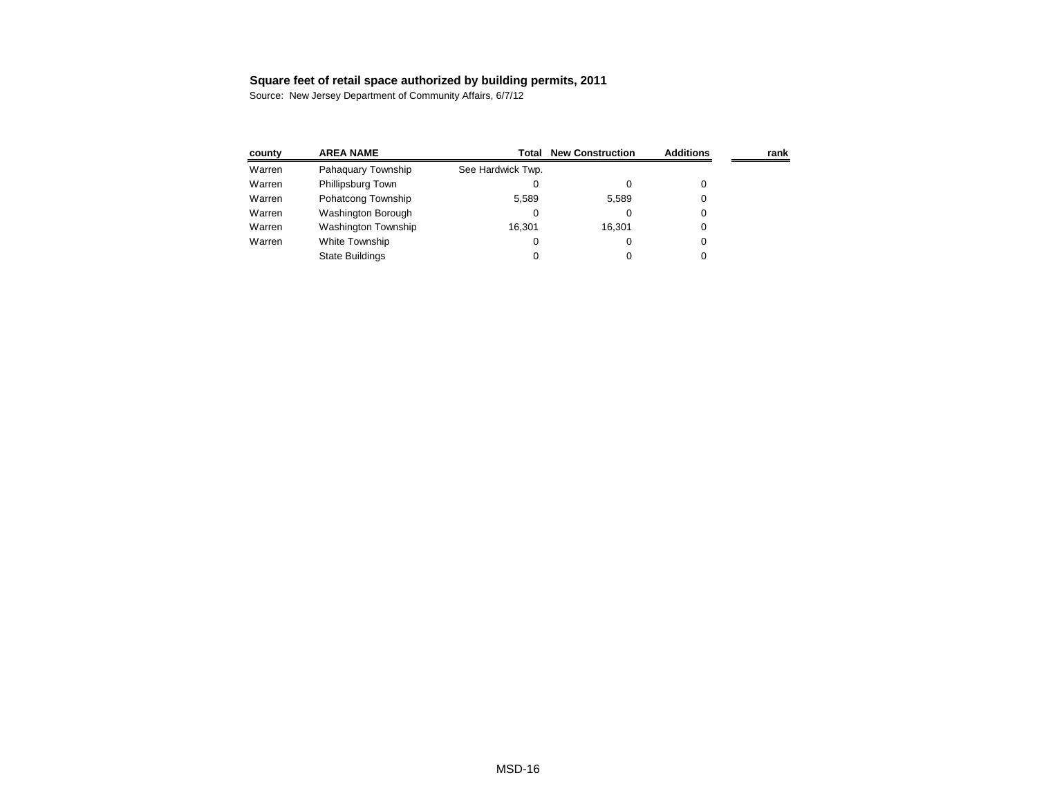**Square feet of retail space authorized by building permits, 2011**

Source: New Jersey Department of Community Affairs, 6/7/12

| county | AREA NAME | Total | New Construction | Additions | rank |
|---|---|---|---|---|---|
| Warren | Pahaquary Township | See Hardwick Twp. | | | |
| Warren | Phillipsburg Town | 0 | 0 | 0 | |
| Warren | Pohatcong Township | 5,589 | 5,589 | 0 | |
| Warren | Washington Borough | 0 | 0 | 0 | |
| Warren | Washington Township | 16,301 | 16,301 | 0 | |
| Warren | White Township | 0 | 0 | 0 | |
| | State Buildings | 0 | 0 | 0 | |

MSD-16